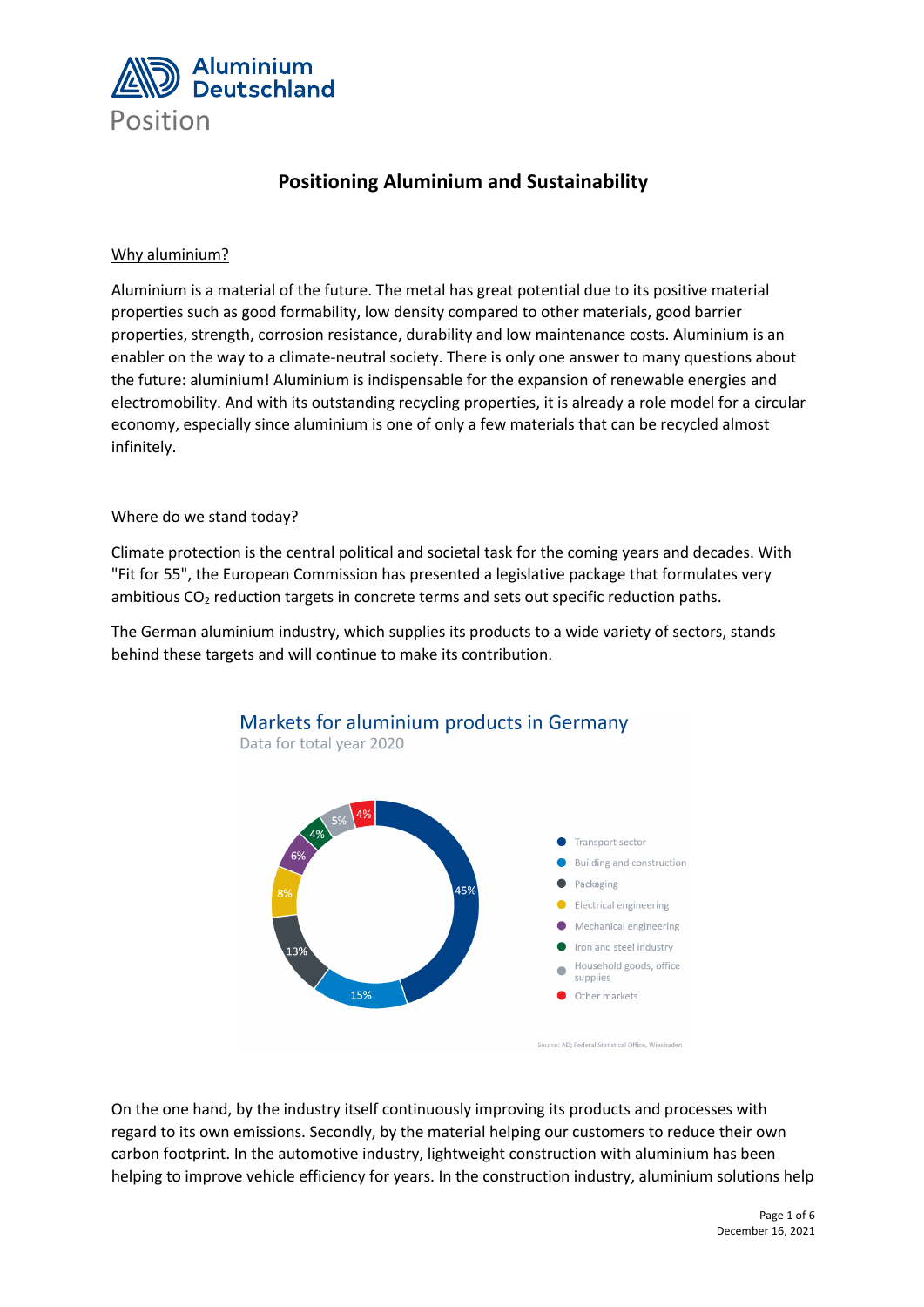# Positioning Aluminium and Sustainability

## Why aluminium?

Aluminium is a material of the future. The metal has great potential due to its positive material properties such as good formability, low density compared to other materials, good barrier properties, strength, corrosion resistance, durability and low maintenance costs. Aluminium is an enabler on the way to a climate-neutral society. There is only one answer to many questions about the future: aluminium! Aluminium is indispensable for the expansion of renewable energies and electromobility. And with its outstanding recycling properties, it is already a role model for a circular economy, especially since aluminium is one of only a few materials that can be recycled almost infinitely.

## Where do we stand today?

Climate protection is the central political and societal task for the coming years and decades. With "Fit for 55", the European Commission has presented a legislative package that formulates very ambitious $CO_2$ reduction targets in concrete terms and sets out specific reduction paths.

The German aluminium industry, which supplies its products to a wide variety of sectors, stands behind these targets and will continue to make its contribution.

**Markets for aluminium products in Germany**

Data for total year 2020

| Market | Share |
|---|---|
| Transport sector | 45% |
| Building and construction | 15% |
| Packaging | 13% |
| Electrical engineering | 8% |
| Mechanical engineering | 6% |
| Iron and steel industry | 4% |
| Household goods, office supplies | 5% |
| Other markets | 4% |

Source: AD; Federal Statistical Office, Wiesbaden

On the one hand, by the industry itself continuously improving its products and processes with regard to its own emissions. Secondly, by the material helping our customers to reduce their own carbon footprint. In the automotive industry, lightweight construction with aluminium has been helping to improve vehicle efficiency for years. In the construction industry, aluminium solutions help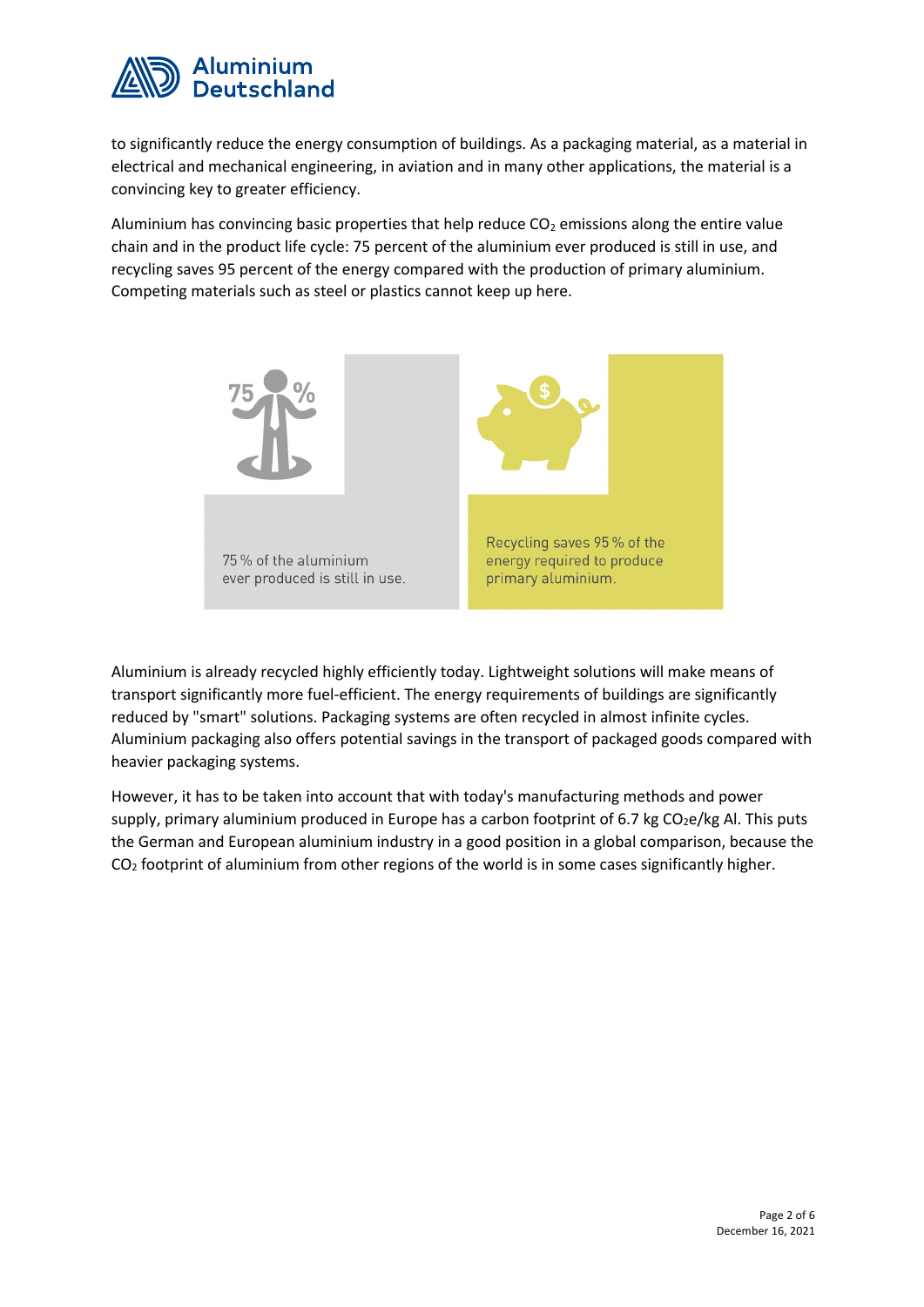to significantly reduce the energy consumption of buildings. As a packaging material, as a material in electrical and mechanical engineering, in aviation and in many other applications, the material is a convincing key to greater efficiency.

Aluminium has convincing basic properties that help reduce $CO_2$ emissions along the entire value chain and in the product life cycle: 75 percent of the aluminium ever produced is still in use, and recycling saves 95 percent of the energy compared with the production of primary aluminium. Competing materials such as steel or plastics cannot keep up here.

75 % of the aluminium ever produced is still in use.

Recycling saves 95 % of the energy required to produce primary aluminium.

Aluminium is already recycled highly efficiently today. Lightweight solutions will make means of transport significantly more fuel-efficient. The energy requirements of buildings are significantly reduced by "smart" solutions. Packaging systems are often recycled in almost infinite cycles. Aluminium packaging also offers potential savings in the transport of packaged goods compared with heavier packaging systems.

However, it has to be taken into account that with today's manufacturing methods and power supply, primary aluminium produced in Europe has a carbon footprint of 6.7 kg $CO_2e$/kg Al. This puts the German and European aluminium industry in a good position in a global comparison, because the $CO_2$ footprint of aluminium from other regions of the world is in some cases significantly higher.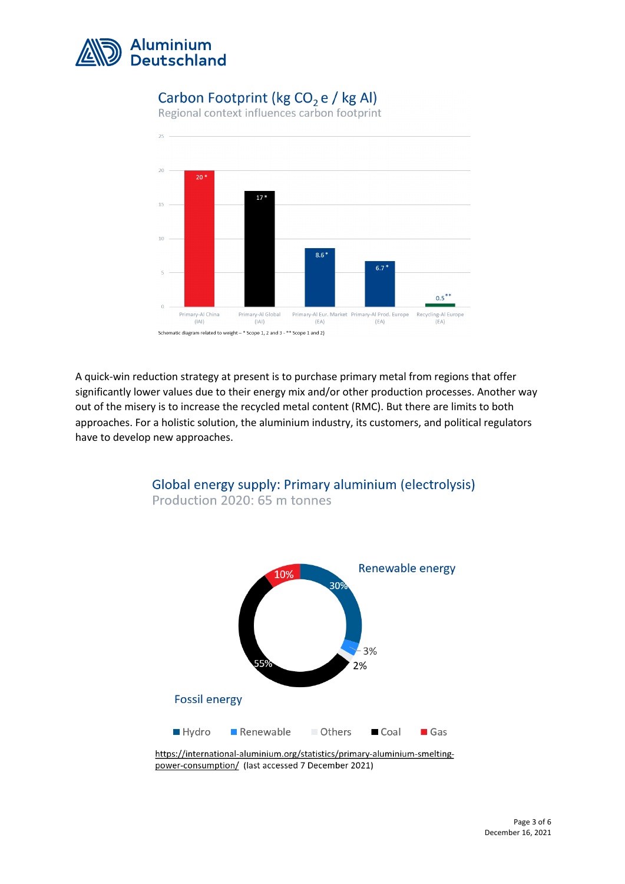## Carbon Footprint (kg $CO_2$ e / kg Al)

Regional context influences carbon footprint

| Category | Value |
|---|---|
| Primary-Al China (IAI) | 20 * |
| Primary-Al Global (IAI) | 17 * |
| Primary-Al Eur. Market (EA) | 8.6 * |
| Primary-Al Prod. Europe (EA) | 6.7 * |
| Recycling-Al Europe (EA) | 0.5 ** |

Schematic diagram related to weight – * Scope 1, 2 and 3 - ** Scope 1 and 2)

A quick-win reduction strategy at present is to purchase primary metal from regions that offer significantly lower values due to their energy mix and/or other production processes. Another way out of the misery is to increase the recycled metal content (RMC). But there are limits to both approaches. For a holistic solution, the aluminium industry, its customers, and political regulators have to develop new approaches.

## Global energy supply: Primary aluminium (electrolysis)

Production 2020: 65 m tonnes

| Source | Share |
|---|---|
| Hydro | 30% |
| Renewable | 3% |
| Others | 2% |
| Coal | 55% |
| Gas | 10% |

Renewable energy · Fossil energy

https://international-aluminium.org/statistics/primary-aluminium-smelting-power-consumption/ (last accessed 7 December 2021)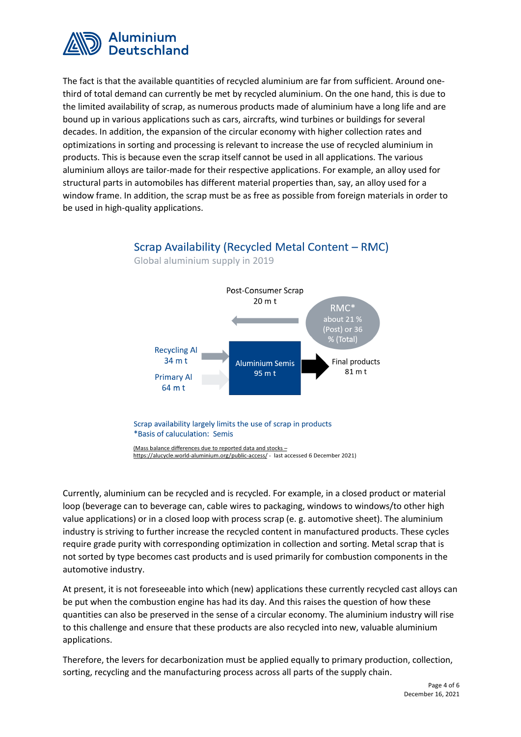The fact is that the available quantities of recycled aluminium are far from sufficient. Around one-third of total demand can currently be met by recycled aluminium. On the one hand, this is due to the limited availability of scrap, as numerous products made of aluminium have a long life and are bound up in various applications such as cars, aircrafts, wind turbines or buildings for several decades. In addition, the expansion of the circular economy with higher collection rates and optimizations in sorting and processing is relevant to increase the use of recycled aluminium in products. This is because even the scrap itself cannot be used in all applications. The various aluminium alloys are tailor-made for their respective applications. For example, an alloy used for structural parts in automobiles has different material properties than, say, an alloy used for a window frame. In addition, the scrap must be as free as possible from foreign materials in order to be used in high-quality applications.

## Scrap Availability (Recycled Metal Content – RMC)

Global aluminium supply in 2019

Post-Consumer Scrap
20 m t

RMC*
about 21 % (Post) or 36 % (Total)

Recycling Al
34 m t

Primary Al
64 m t

Aluminium Semis
95 m t

Final products
81 m t

Scrap availability largely limits the use of scrap in products
*Basis of caluculation: Semis

(Mass balance differences due to reported data and stocks – https://alucycle.world-aluminium.org/public-access/ - last accessed 6 December 2021)

Currently, aluminium can be recycled and is recycled. For example, in a closed product or material loop (beverage can to beverage can, cable wires to packaging, windows to windows/to other high value applications) or in a closed loop with process scrap (e. g. automotive sheet). The aluminium industry is striving to further increase the recycled content in manufactured products. These cycles require grade purity with corresponding optimization in collection and sorting. Metal scrap that is not sorted by type becomes cast products and is used primarily for combustion components in the automotive industry.

At present, it is not foreseeable into which (new) applications these currently recycled cast alloys can be put when the combustion engine has had its day. And this raises the question of how these quantities can also be preserved in the sense of a circular economy. The aluminium industry will rise to this challenge and ensure that these products are also recycled into new, valuable aluminium applications.

Therefore, the levers for decarbonization must be applied equally to primary production, collection, sorting, recycling and the manufacturing process across all parts of the supply chain.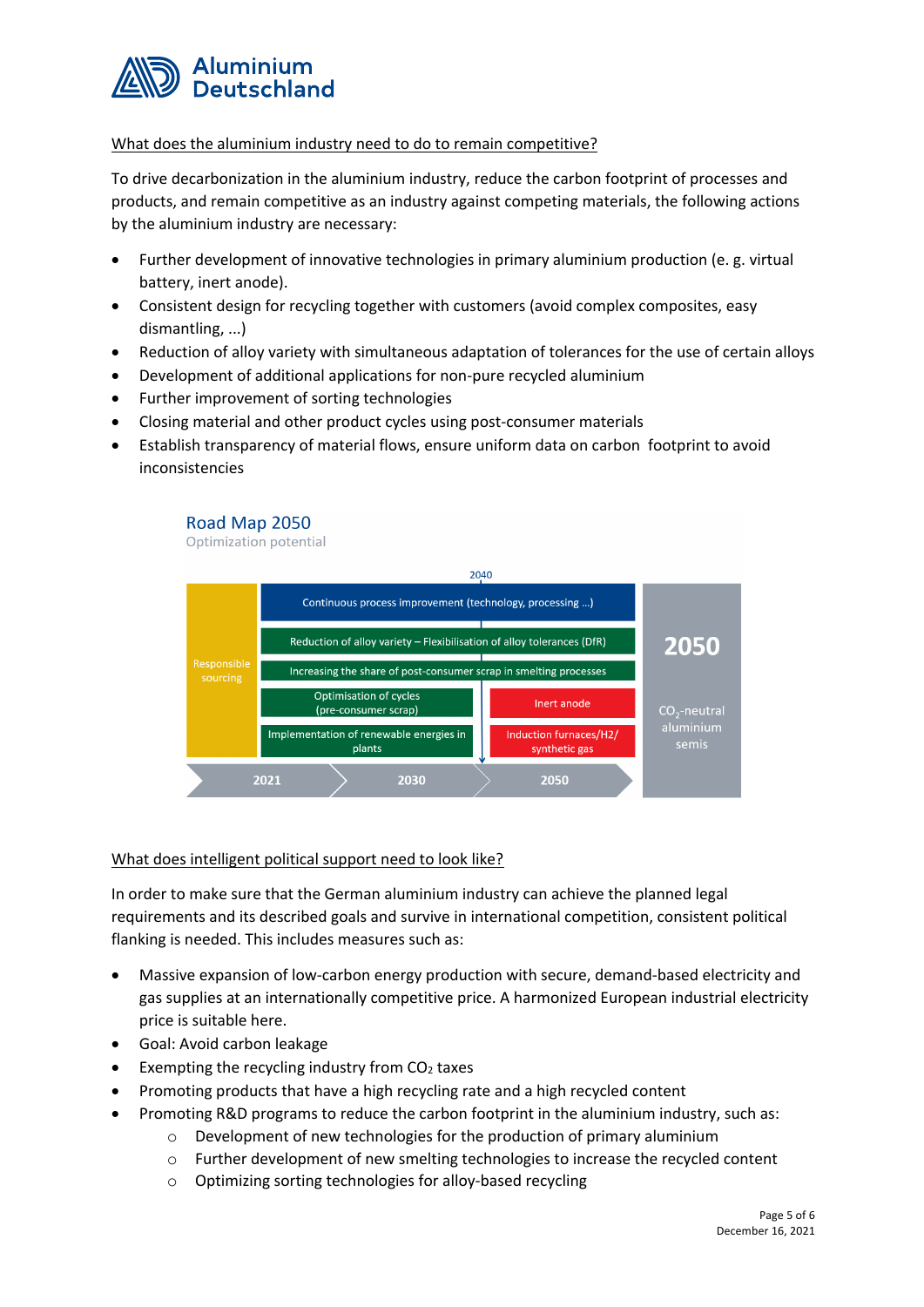What does the aluminium industry need to do to remain competitive?

To drive decarbonization in the aluminium industry, reduce the carbon footprint of processes and products, and remain competitive as an industry against competing materials, the following actions by the aluminium industry are necessary:

- Further development of innovative technologies in primary aluminium production (e. g. virtual battery, inert anode).
- Consistent design for recycling together with customers (avoid complex composites, easy dismantling, ...)
- Reduction of alloy variety with simultaneous adaptation of tolerances for the use of certain alloys
- Development of additional applications for non-pure recycled aluminium
- Further improvement of sorting technologies
- Closing material and other product cycles using post-consumer materials
- Establish transparency of material flows, ensure uniform data on carbon footprint to avoid inconsistencies

**Road Map 2050**

Optimization potential

- Responsible sourcing
- 2040
- Continuous process improvement (technology, processing ...)
- Reduction of alloy variety – Flexibilisation of alloy tolerances (DfR)
- Increasing the share of post-consumer scrap in smelting processes
- Optimisation of cycles (pre-consumer scrap)
- Implementation of renewable energies in plants
- Inert anode
- Induction furnaces/H2/ synthetic gas
- 2021 → 2030 → 2050
- 2050: $CO_2$-neutral aluminium semis

What does intelligent political support need to look like?

In order to make sure that the German aluminium industry can achieve the planned legal requirements and its described goals and survive in international competition, consistent political flanking is needed. This includes measures such as:

- Massive expansion of low-carbon energy production with secure, demand-based electricity and gas supplies at an internationally competitive price. A harmonized European industrial electricity price is suitable here.
- Goal: Avoid carbon leakage
- Exempting the recycling industry from $CO_2$ taxes
- Promoting products that have a high recycling rate and a high recycled content
- Promoting R&D programs to reduce the carbon footprint in the aluminium industry, such as:
    - Development of new technologies for the production of primary aluminium
    - Further development of new smelting technologies to increase the recycled content
    - Optimizing sorting technologies for alloy-based recycling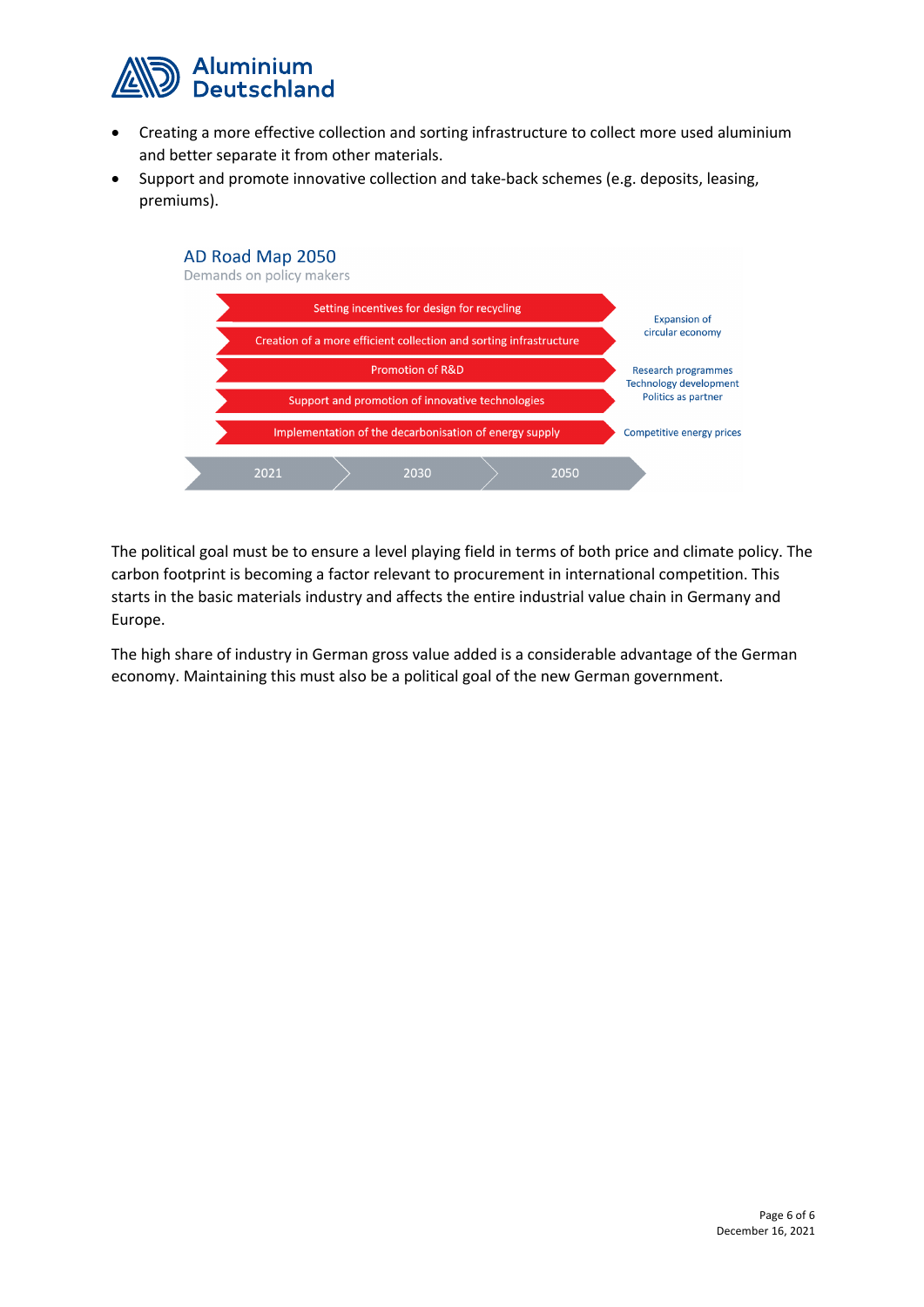- Creating a more effective collection and sorting infrastructure to collect more used aluminium and better separate it from other materials.
- Support and promote innovative collection and take-back schemes (e.g. deposits, leasing, premiums).

AD Road Map 2050

Demands on policy makers

Setting incentives for design for recycling

Creation of a more efficient collection and sorting infrastructure

Promotion of R&D

Support and promotion of innovative technologies

Implementation of the decarbonisation of energy supply

Expansion of circular economy

Research programmes
Technology development
Politics as partner

Competitive energy prices

2021

2030

2050

The political goal must be to ensure a level playing field in terms of both price and climate policy. The carbon footprint is becoming a factor relevant to procurement in international competition. This starts in the basic materials industry and affects the entire industrial value chain in Germany and Europe.

The high share of industry in German gross value added is a considerable advantage of the German economy. Maintaining this must also be a political goal of the new German government.

December 16, 2021